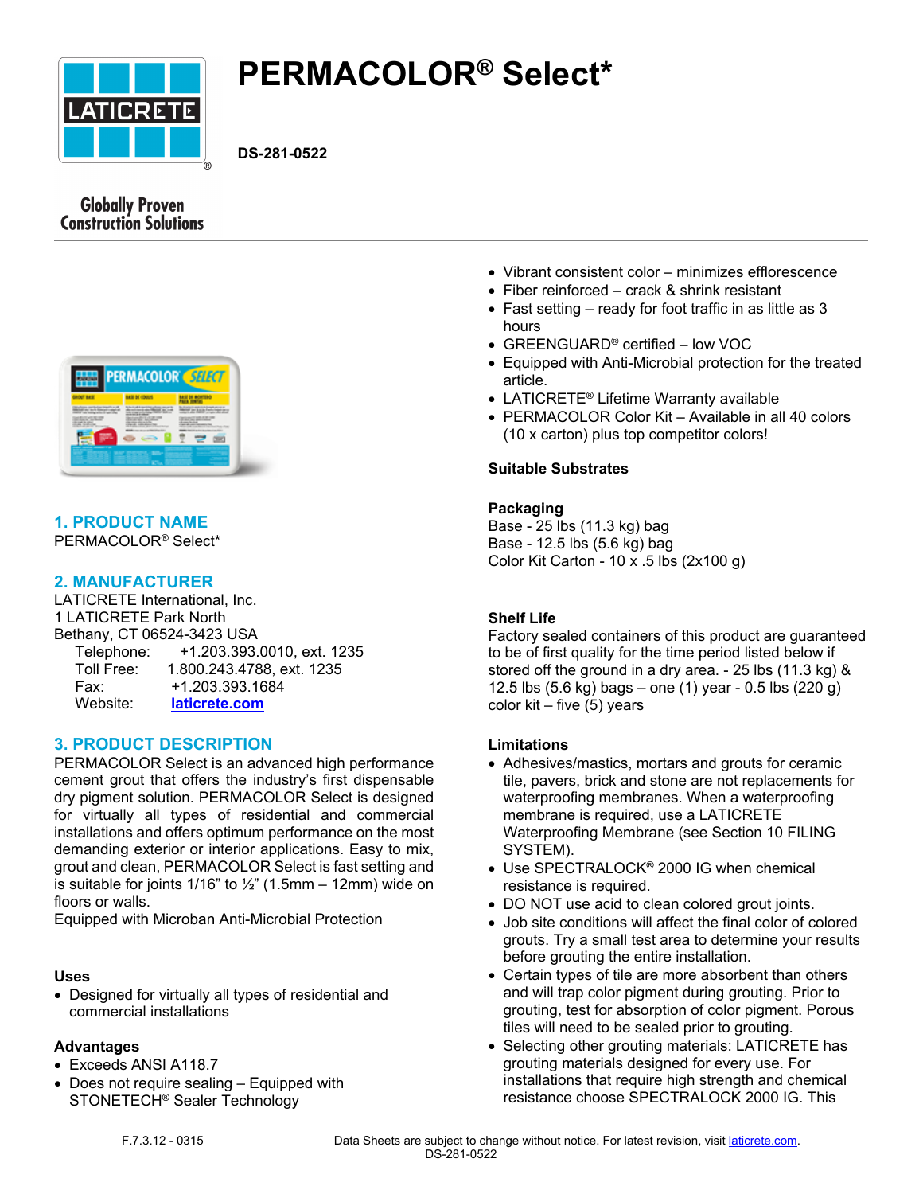# PERMACOLOR® Select*

**DS-281-0522**

Globally Proven Construction Solutions

## 1. PRODUCT NAME

PERMACOLOR® Select*

## 2. MANUFACTURER

LATICRETE International, Inc.
1 LATICRETE Park North
Bethany, CT 06524-3423 USA

Telephone: +1.203.393.0010, ext. 1235
Toll Free: 1.800.243.4788, ext. 1235
Fax: +1.203.393.1684
Website: laticrete.com

## 3. PRODUCT DESCRIPTION

PERMACOLOR Select is an advanced high performance cement grout that offers the industry's first dispensable dry pigment solution. PERMACOLOR Select is designed for virtually all types of residential and commercial installations and offers optimum performance on the most demanding exterior or interior applications. Easy to mix, grout and clean, PERMACOLOR Select is fast setting and is suitable for joints 1/16" to ½" (1.5mm – 12mm) wide on floors or walls.
Equipped with Microban Anti-Microbial Protection

### Uses

- Designed for virtually all types of residential and commercial installations

### Advantages

- Exceeds ANSI A118.7
- Does not require sealing – Equipped with STONETECH® Sealer Technology
- Vibrant consistent color – minimizes efflorescence
- Fiber reinforced – crack & shrink resistant
- Fast setting – ready for foot traffic in as little as 3 hours
- GREENGUARD® certified – low VOC
- Equipped with Anti-Microbial protection for the treated article.
- LATICRETE® Lifetime Warranty available
- PERMACOLOR Color Kit – Available in all 40 colors (10 x carton) plus top competitor colors!

### Suitable Substrates

### Packaging

Base - 25 lbs (11.3 kg) bag
Base - 12.5 lbs (5.6 kg) bag
Color Kit Carton - 10 x .5 lbs (2x100 g)

### Shelf Life

Factory sealed containers of this product are guaranteed to be of first quality for the time period listed below if stored off the ground in a dry area. - 25 lbs (11.3 kg) & 12.5 lbs (5.6 kg) bags – one (1) year - 0.5 lbs (220 g) color kit – five (5) years

### Limitations

- Adhesives/mastics, mortars and grouts for ceramic tile, pavers, brick and stone are not replacements for waterproofing membranes. When a waterproofing membrane is required, use a LATICRETE Waterproofing Membrane (see Section 10 FILING SYSTEM).
- Use SPECTRALOCK® 2000 IG when chemical resistance is required.
- DO NOT use acid to clean colored grout joints.
- Job site conditions will affect the final color of colored grouts. Try a small test area to determine your results before grouting the entire installation.
- Certain types of tile are more absorbent than others and will trap color pigment during grouting. Prior to grouting, test for absorption of color pigment. Porous tiles will need to be sealed prior to grouting.
- Selecting other grouting materials: LATICRETE has grouting materials designed for every use. For installations that require high strength and chemical resistance choose SPECTRALOCK 2000 IG. This

F.7.3.12 - 0315

Data Sheets are subject to change without notice. For latest revision, visit laticrete.com.
DS-281-0522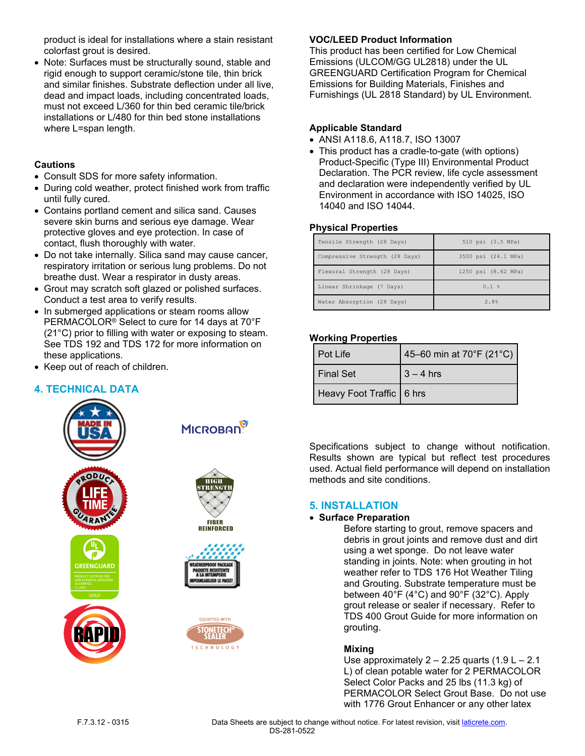product is ideal for installations where a stain resistant colorfast grout is desired.

- Note: Surfaces must be structurally sound, stable and rigid enough to support ceramic/stone tile, thin brick and similar finishes. Substrate deflection under all live, dead and impact loads, including concentrated loads, must not exceed L/360 for thin bed ceramic tile/brick installations or L/480 for thin bed stone installations where L=span length.

### Cautions

- Consult SDS for more safety information.
- During cold weather, protect finished work from traffic until fully cured.
- Contains portland cement and silica sand. Causes severe skin burns and serious eye damage. Wear protective gloves and eye protection. In case of contact, flush thoroughly with water.
- Do not take internally. Silica sand may cause cancer, respiratory irritation or serious lung problems. Do not breathe dust. Wear a respirator in dusty areas.
- Grout may scratch soft glazed or polished surfaces. Conduct a test area to verify results.
- In submerged applications or steam rooms allow PERMACOLOR® Select to cure for 14 days at 70°F (21°C) prior to filling with water or exposing to steam. See TDS 192 and TDS 172 for more information on these applications.
- Keep out of reach of children.

## 4. TECHNICAL DATA

### VOC/LEED Product Information

This product has been certified for Low Chemical Emissions (ULCOM/GG UL2818) under the UL GREENGUARD Certification Program for Chemical Emissions for Building Materials, Finishes and Furnishings (UL 2818 Standard) by UL Environment.

### Applicable Standard

- ANSI A118.6, A118.7, ISO 13007
- This product has a cradle-to-gate (with options) Product-Specific (Type III) Environmental Product Declaration. The PCR review, life cycle assessment and declaration were independently verified by UL Environment in accordance with ISO 14025, ISO 14040 and ISO 14044.

### Physical Properties

| Property | Value |
|---|---|
| Tensile Strength (28 Days) | 510 psi (3.5 MPa) |
| Compressive Strength (28 Days) | 3500 psi (24.1 MPa) |
| Flexural Strength (28 Days) | 1250 psi (8.62 MPa) |
| Linear Shrinkage (7 Days) | 0.1 % |
| Water Absorption (28 Days) | 2.8% |

### Working Properties

| Property | Value |
|---|---|
| Pot Life | 45–60 min at 70°F (21°C) |
| Final Set | 3 – 4 hrs |
| Heavy Foot Traffic | 6 hrs |

Specifications subject to change without notification. Results shown are typical but reflect test procedures used. Actual field performance will depend on installation methods and site conditions.

## 5. INSTALLATION

- **Surface Preparation**

  Before starting to grout, remove spacers and debris in grout joints and remove dust and dirt using a wet sponge. Do not leave water standing in joints. Note: when grouting in hot weather refer to TDS 176 Hot Weather Tiling and Grouting. Substrate temperature must be between 40°F (4°C) and 90°F (32°C). Apply grout release or sealer if necessary. Refer to TDS 400 Grout Guide for more information on grouting.

  **Mixing**

  Use approximately 2 – 2.25 quarts (1.9 L – 2.1 L) of clean potable water for 2 PERMACOLOR Select Color Packs and 25 lbs (11.3 kg) of PERMACOLOR Select Grout Base. Do not use with 1776 Grout Enhancer or any other latex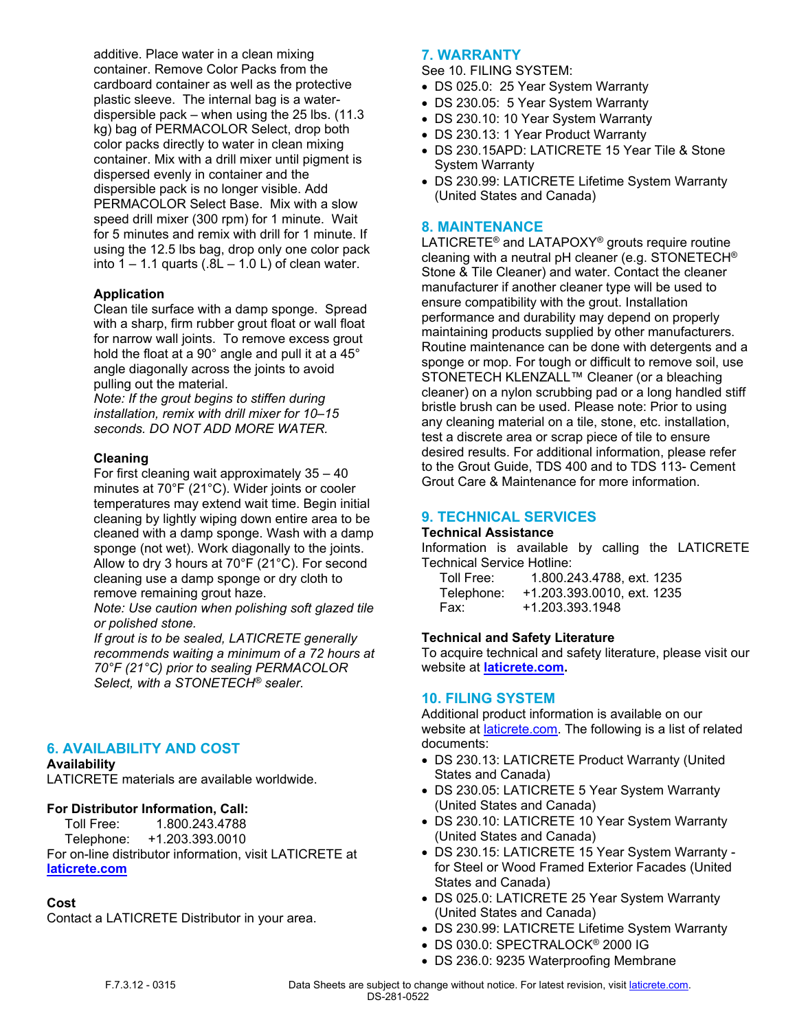additive. Place water in a clean mixing container. Remove Color Packs from the cardboard container as well as the protective plastic sleeve. The internal bag is a water-dispersible pack – when using the 25 lbs. (11.3 kg) bag of PERMACOLOR Select, drop both color packs directly to water in clean mixing container. Mix with a drill mixer until pigment is dispersed evenly in container and the dispersible pack is no longer visible. Add PERMACOLOR Select Base. Mix with a slow speed drill mixer (300 rpm) for 1 minute. Wait for 5 minutes and remix with drill for 1 minute. If using the 12.5 lbs bag, drop only one color pack into 1 – 1.1 quarts (.8L – 1.0 L) of clean water.

**Application**

Clean tile surface with a damp sponge. Spread with a sharp, firm rubber grout float or wall float for narrow wall joints. To remove excess grout hold the float at a 90° angle and pull it at a 45° angle diagonally across the joints to avoid pulling out the material.

*Note: If the grout begins to stiffen during installation, remix with drill mixer for 10–15 seconds. DO NOT ADD MORE WATER.*

**Cleaning**

For first cleaning wait approximately 35 – 40 minutes at 70°F (21°C). Wider joints or cooler temperatures may extend wait time. Begin initial cleaning by lightly wiping down entire area to be cleaned with a damp sponge. Wash with a damp sponge (not wet). Work diagonally to the joints. Allow to dry 3 hours at 70°F (21°C). For second cleaning use a damp sponge or dry cloth to remove remaining grout haze.

*Note: Use caution when polishing soft glazed tile or polished stone.*

*If grout is to be sealed, LATICRETE generally recommends waiting a minimum of a 72 hours at 70°F (21°C) prior to sealing PERMACOLOR Select, with a STONETECH® sealer.*

## 6. AVAILABILITY AND COST

**Availability**

LATICRETE materials are available worldwide.

**For Distributor Information, Call:**

Toll Free: 1.800.243.4788
Telephone: +1.203.393.0010

For on-line distributor information, visit LATICRETE at **laticrete.com**

**Cost**

Contact a LATICRETE Distributor in your area.

## 7. WARRANTY

See 10. FILING SYSTEM:

- DS 025.0: 25 Year System Warranty
- DS 230.05: 5 Year System Warranty
- DS 230.10: 10 Year System Warranty
- DS 230.13: 1 Year Product Warranty
- DS 230.15APD: LATICRETE 15 Year Tile & Stone System Warranty
- DS 230.99: LATICRETE Lifetime System Warranty (United States and Canada)

## 8. MAINTENANCE

LATICRETE® and LATAPOXY® grouts require routine cleaning with a neutral pH cleaner (e.g. STONETECH® Stone & Tile Cleaner) and water. Contact the cleaner manufacturer if another cleaner type will be used to ensure compatibility with the grout. Installation performance and durability may depend on properly maintaining products supplied by other manufacturers. Routine maintenance can be done with detergents and a sponge or mop. For tough or difficult to remove soil, use STONETECH KLENZALL™ Cleaner (or a bleaching cleaner) on a nylon scrubbing pad or a long handled stiff bristle brush can be used. Please note: Prior to using any cleaning material on a tile, stone, etc. installation, test a discrete area or scrap piece of tile to ensure desired results. For additional information, please refer to the Grout Guide, TDS 400 and to TDS 113- Cement Grout Care & Maintenance for more information.

## 9. TECHNICAL SERVICES

**Technical Assistance**

Information is available by calling the LATICRETE Technical Service Hotline:

Toll Free: 1.800.243.4788, ext. 1235
Telephone: +1.203.393.0010, ext. 1235
Fax: +1.203.393.1948

**Technical and Safety Literature**

To acquire technical and safety literature, please visit our website at **laticrete.com**.

## 10. FILING SYSTEM

Additional product information is available on our website at laticrete.com. The following is a list of related documents:

- DS 230.13: LATICRETE Product Warranty (United States and Canada)
- DS 230.05: LATICRETE 5 Year System Warranty (United States and Canada)
- DS 230.10: LATICRETE 10 Year System Warranty (United States and Canada)
- DS 230.15: LATICRETE 15 Year System Warranty - for Steel or Wood Framed Exterior Facades (United States and Canada)
- DS 025.0: LATICRETE 25 Year System Warranty (United States and Canada)
- DS 230.99: LATICRETE Lifetime System Warranty
- DS 030.0: SPECTRALOCK® 2000 IG
- DS 236.0: 9235 Waterproofing Membrane

F.7.3.12 - 0315

Data Sheets are subject to change without notice. For latest revision, visit laticrete.com.
DS-281-0522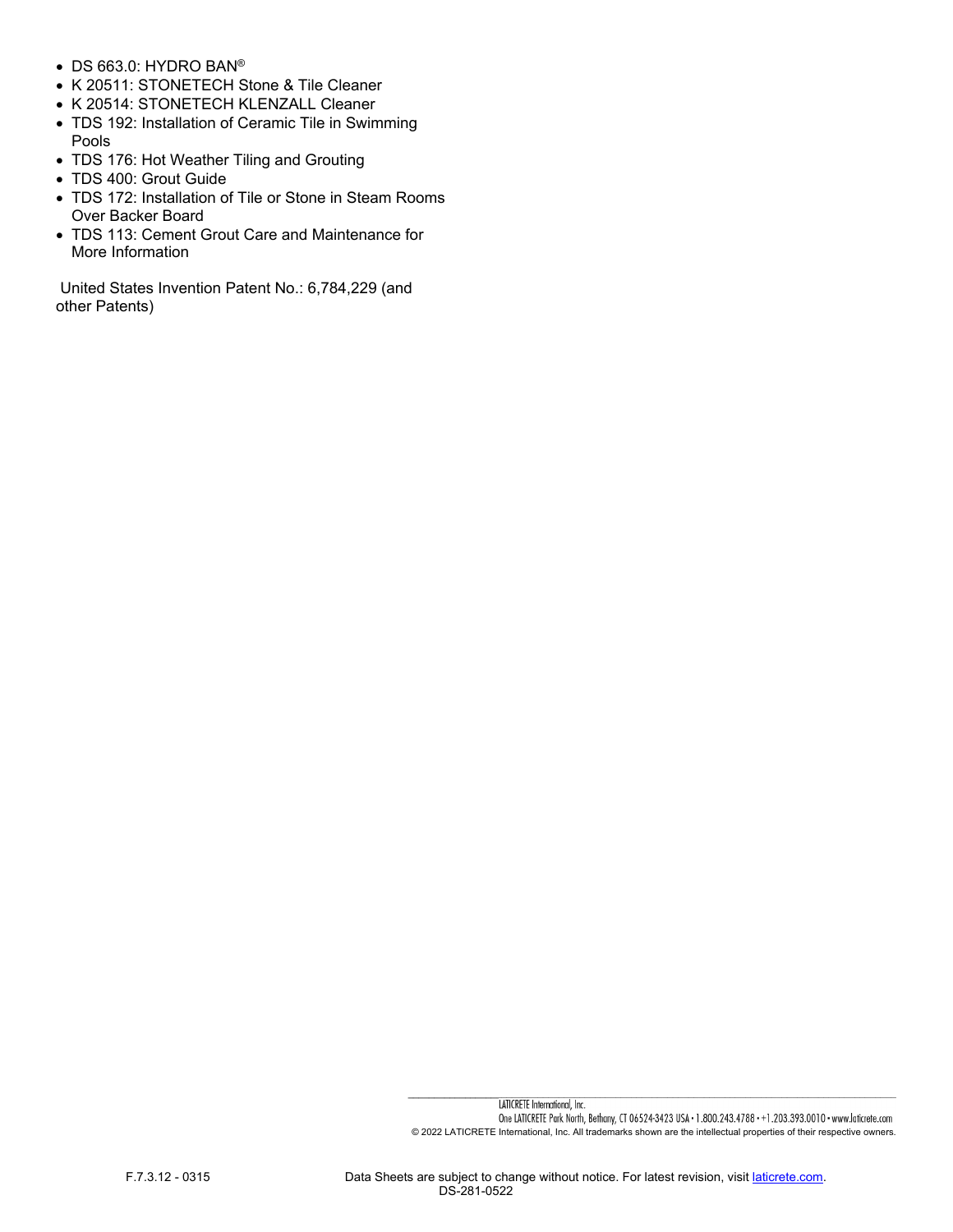- DS 663.0: HYDRO BAN®
- K 20511: STONETECH Stone & Tile Cleaner
- K 20514: STONETECH KLENZALL Cleaner
- TDS 192: Installation of Ceramic Tile in Swimming Pools
- TDS 176: Hot Weather Tiling and Grouting
- TDS 400: Grout Guide
- TDS 172: Installation of Tile or Stone in Steam Rooms Over Backer Board
- TDS 113: Cement Grout Care and Maintenance for More Information

United States Invention Patent No.: 6,784,229 (and other Patents)

LATICRETE International, Inc.
One LATICRETE Park North, Bethany, CT 06524-3423 USA • 1.800.243.4788 • +1.203.393.0010 • www.laticrete.com
© 2022 LATICRETE International, Inc. All trademarks shown are the intellectual properties of their respective owners.

F.7.3.12 - 0315

Data Sheets are subject to change without notice. For latest revision, visit laticrete.com.
DS-281-0522